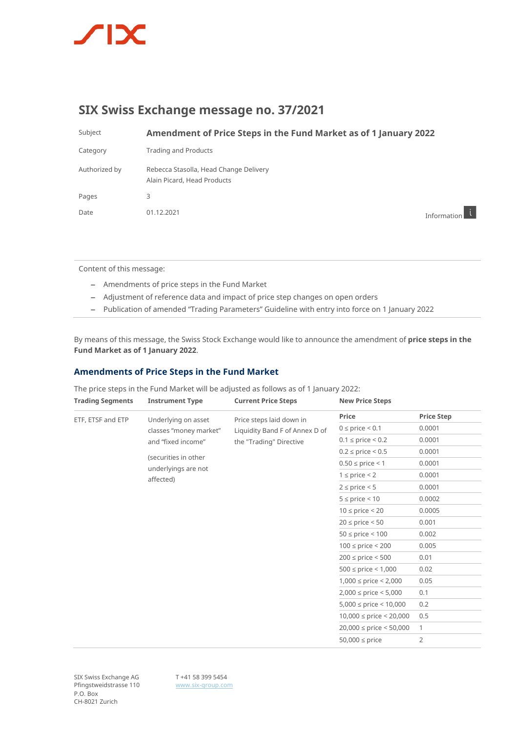# SIX Swiss Exchange message no. 37/2021

| | |
|---|---|
| Subject | **Amendment of Price Steps in the Fund Market as of 1 January 2022** |
| Category | Trading and Products |
| Authorized by | Rebecca Stasolla, Head Change Delivery<br>Alain Picard, Head Products |
| Pages | 3 |
| Date | 01.12.2021 |

Information

Content of this message:

- Amendments of price steps in the Fund Market
- Adjustment of reference data and impact of price step changes on open orders
- Publication of amended "Trading Parameters" Guideline with entry into force on 1 January 2022

By means of this message, the Swiss Stock Exchange would like to announce the amendment of **price steps in the Fund Market as of 1 January 2022**.

## Amendments of Price Steps in the Fund Market

The price steps in the Fund Market will be adjusted as follows as of 1 January 2022:

| Trading Segments | Instrument Type | Current Price Steps | New Price Steps | |
|---|---|---|---|---|
| | | | **Price** | **Price Step** |
| ETF, ETSF and ETP | Underlying on asset classes "money market" and "fixed income"<br><br>(securities in other underlyings are not affected) | Price steps laid down in Liquidity Band F of Annex D of the "Trading" Directive | 0 ≤ price < 0.1 | 0.0001 |
| | | | 0.1 ≤ price < 0.2 | 0.0001 |
| | | | 0.2 ≤ price < 0.5 | 0.0001 |
| | | | 0.50 ≤ price < 1 | 0.0001 |
| | | | 1 ≤ price < 2 | 0.0001 |
| | | | 2 ≤ price < 5 | 0.0001 |
| | | | 5 ≤ price < 10 | 0.0002 |
| | | | 10 ≤ price < 20 | 0.0005 |
| | | | 20 ≤ price < 50 | 0.001 |
| | | | 50 ≤ price < 100 | 0.002 |
| | | | 100 ≤ price < 200 | 0.005 |
| | | | 200 ≤ price < 500 | 0.01 |
| | | | 500 ≤ price < 1,000 | 0.02 |
| | | | 1,000 ≤ price < 2,000 | 0.05 |
| | | | 2,000 ≤ price < 5,000 | 0.1 |
| | | | 5,000 ≤ price < 10,000 | 0.2 |
| | | | 10,000 ≤ price < 20,000 | 0.5 |
| | | | 20,000 ≤ price < 50,000 | 1 |
| | | | 50,000 ≤ price | 2 |

SIX Swiss Exchange AG
Pfingstweidstrasse 110
P.O. Box
CH-8021 Zurich

T +41 58 399 5454
www.six-group.com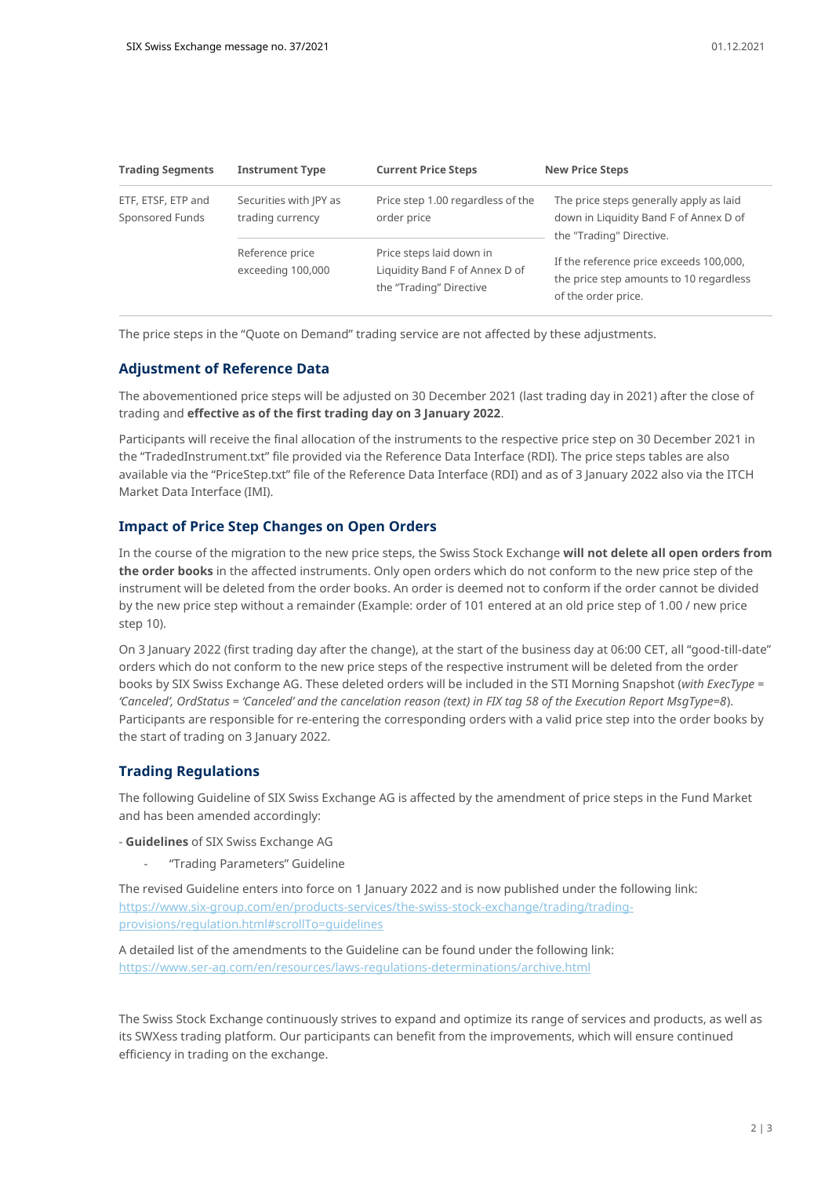| Trading Segments | Instrument Type | Current Price Steps | New Price Steps |
| --- | --- | --- | --- |
| ETF, ETSF, ETP and Sponsored Funds | Securities with JPY as trading currency | Price step 1.00 regardless of the order price | The price steps generally apply as laid down in Liquidity Band F of Annex D of the "Trading" Directive. |
| | Reference price exceeding 100,000 | Price steps laid down in Liquidity Band F of Annex D of the "Trading" Directive | If the reference price exceeds 100,000, the price step amounts to 10 regardless of the order price. |

The price steps in the "Quote on Demand" trading service are not affected by these adjustments.

## Adjustment of Reference Data

The abovementioned price steps will be adjusted on 30 December 2021 (last trading day in 2021) after the close of trading and **effective as of the first trading day on 3 January 2022**.

Participants will receive the final allocation of the instruments to the respective price step on 30 December 2021 in the "TradedInstrument.txt" file provided via the Reference Data Interface (RDI). The price steps tables are also available via the "PriceStep.txt" file of the Reference Data Interface (RDI) and as of 3 January 2022 also via the ITCH Market Data Interface (IMI).

## Impact of Price Step Changes on Open Orders

In the course of the migration to the new price steps, the Swiss Stock Exchange **will not delete all open orders from the order books** in the affected instruments. Only open orders which do not conform to the new price step of the instrument will be deleted from the order books. An order is deemed not to conform if the order cannot be divided by the new price step without a remainder (Example: order of 101 entered at an old price step of 1.00 / new price step 10).

On 3 January 2022 (first trading day after the change), at the start of the business day at 06:00 CET, all "good-till-date" orders which do not conform to the new price steps of the respective instrument will be deleted from the order books by SIX Swiss Exchange AG. These deleted orders will be included in the STI Morning Snapshot (*with ExecType = 'Canceled', OrdStatus = 'Canceled' and the cancelation reason (text) in FIX tag 58 of the Execution Report MsgType=8*). Participants are responsible for re-entering the corresponding orders with a valid price step into the order books by the start of trading on 3 January 2022.

## Trading Regulations

The following Guideline of SIX Swiss Exchange AG is affected by the amendment of price steps in the Fund Market and has been amended accordingly:

- **Guidelines** of SIX Swiss Exchange AG
    - "Trading Parameters" Guideline

The revised Guideline enters into force on 1 January 2022 and is now published under the following link: https://www.six-group.com/en/products-services/the-swiss-stock-exchange/trading/trading-provisions/regulation.html#scrollTo=guidelines

A detailed list of the amendments to the Guideline can be found under the following link: https://www.ser-ag.com/en/resources/laws-regulations-determinations/archive.html

The Swiss Stock Exchange continuously strives to expand and optimize its range of services and products, as well as its SWXess trading platform. Our participants can benefit from the improvements, which will ensure continued efficiency in trading on the exchange.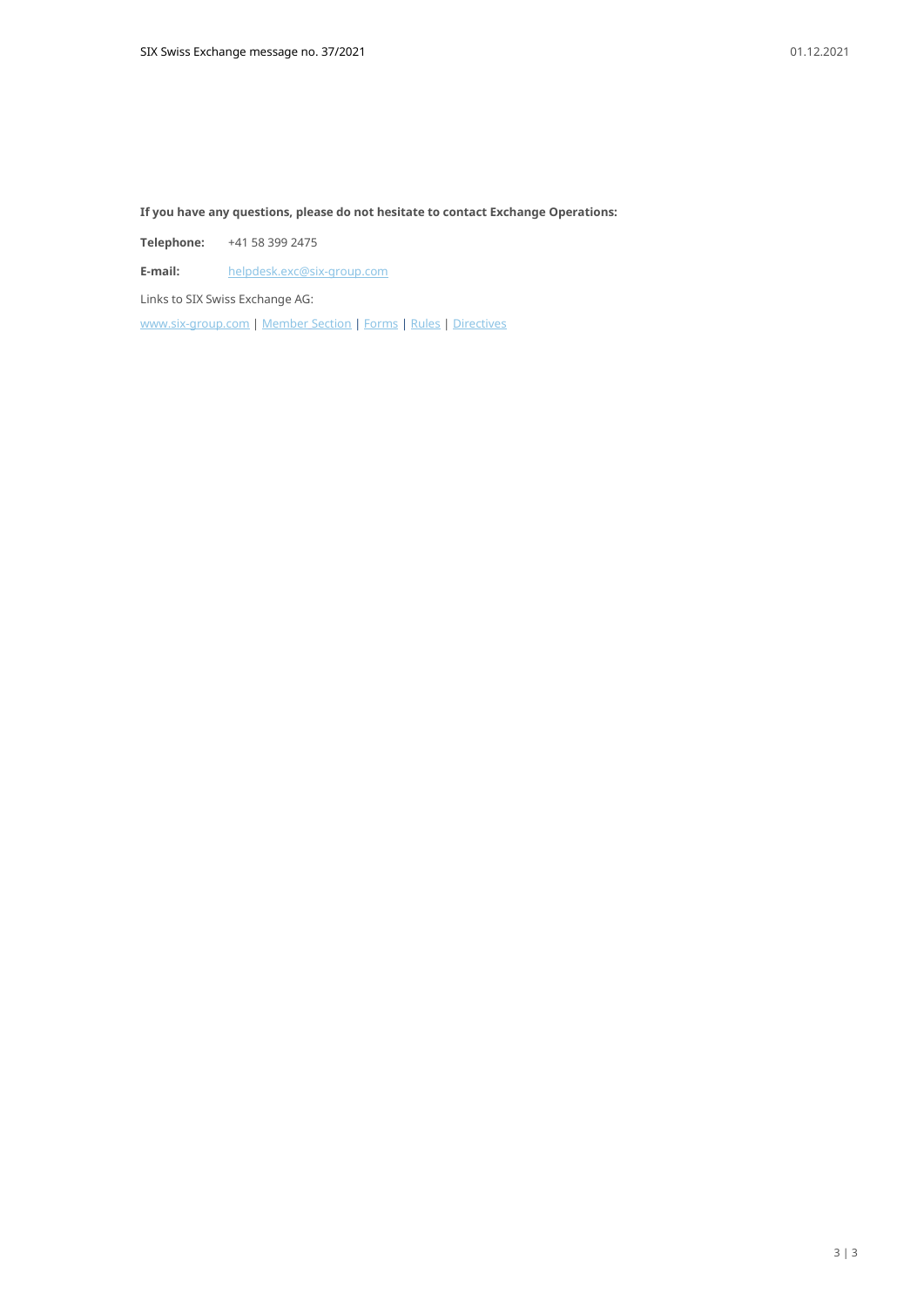**If you have any questions, please do not hesitate to contact Exchange Operations:**

**Telephone:** +41 58 399 2475

**E-mail:** helpdesk.exc@six-group.com

Links to SIX Swiss Exchange AG:

www.six-group.com | Member Section | Forms | Rules | Directives